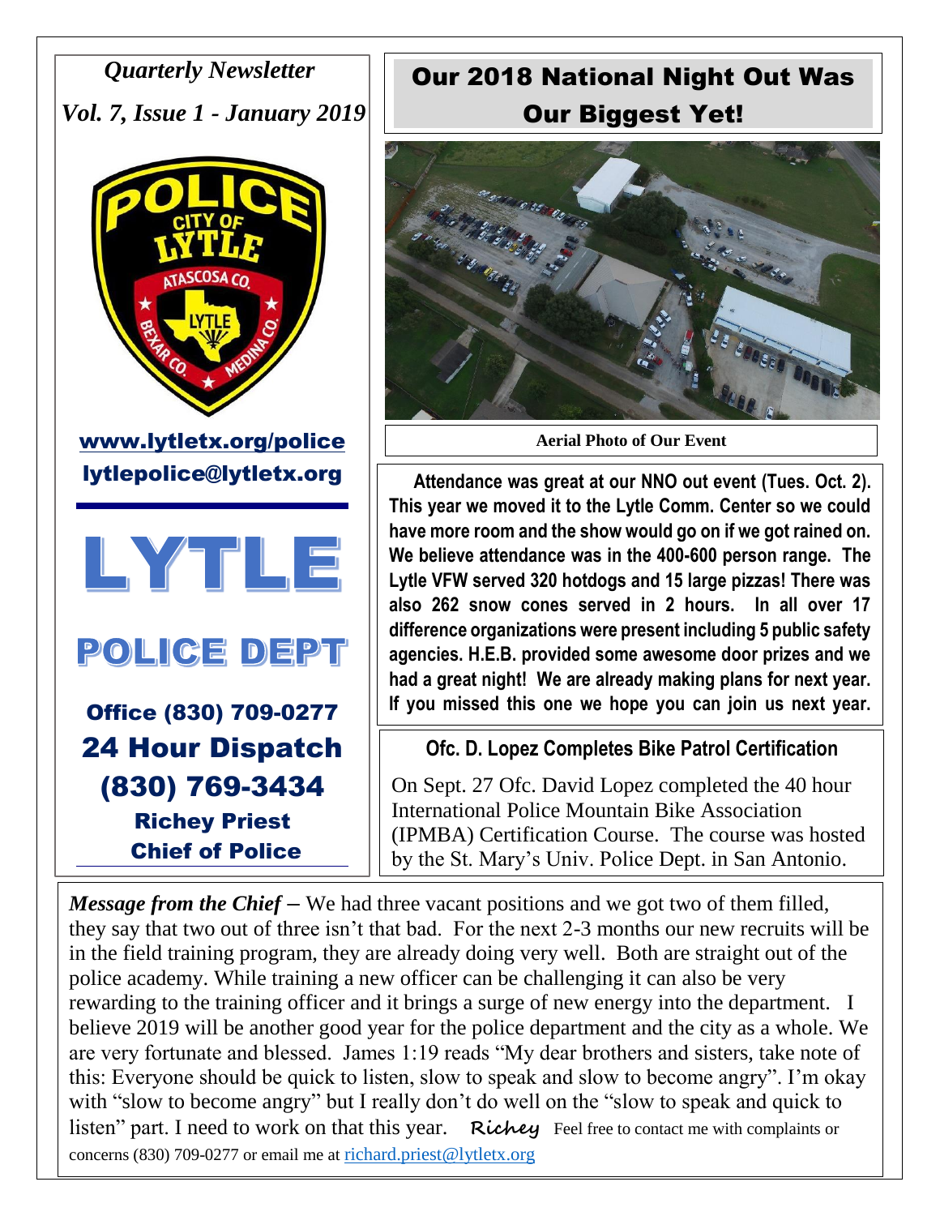*Quarterly Newsletter*

*Vol. 7, Issue 1 - January 2019*

www.lytletx.org/police

lytlepolice@lytletx.org

# LYTLE POLICE DEPT

**Office (830) 709-0277**

**24 Hour Dispatch (830) 769-3434**

**Richey Priest**

**Chief of Police**

## Our 2018 National Night Out Was Our Biggest Yet!

**Aerial Photo of Our Event**

**Attendance was great at our NNO out event (Tues. Oct. 2). This year we moved it to the Lytle Comm. Center so we could have more room and the show would go on if we got rained on. We believe attendance was in the 400-600 person range. The Lytle VFW served 320 hotdogs and 15 large pizzas! There was also 262 snow cones served in 2 hours. In all over 17 difference organizations were present including 5 public safety agencies. H.E.B. provided some awesome door prizes and we had a great night! We are already making plans for next year. If you missed this one we hope you can join us next year.**

## Ofc. D. Lopez Completes Bike Patrol Certification

On Sept. 27 Ofc. David Lopez completed the 40 hour International Police Mountain Bike Association (IPMBA) Certification Course. The course was hosted by the St. Mary's Univ. Police Dept. in San Antonio.

***Message from the Chief*** – We had three vacant positions and we got two of them filled, they say that two out of three isn't that bad. For the next 2-3 months our new recruits will be in the field training program, they are already doing very well. Both are straight out of the police academy. While training a new officer can be challenging it can also be very rewarding to the training officer and it brings a surge of new energy into the department. I believe 2019 will be another good year for the police department and the city as a whole. We are very fortunate and blessed. James 1:19 reads "My dear brothers and sisters, take note of this: Everyone should be quick to listen, slow to speak and slow to become angry". I'm okay with "slow to become angry" but I really don't do well on the "slow to speak and quick to listen" part. I need to work on that this year. *Richey* Feel free to contact me with complaints or concerns (830) 709-0277 or email me at richard.priest@lytletx.org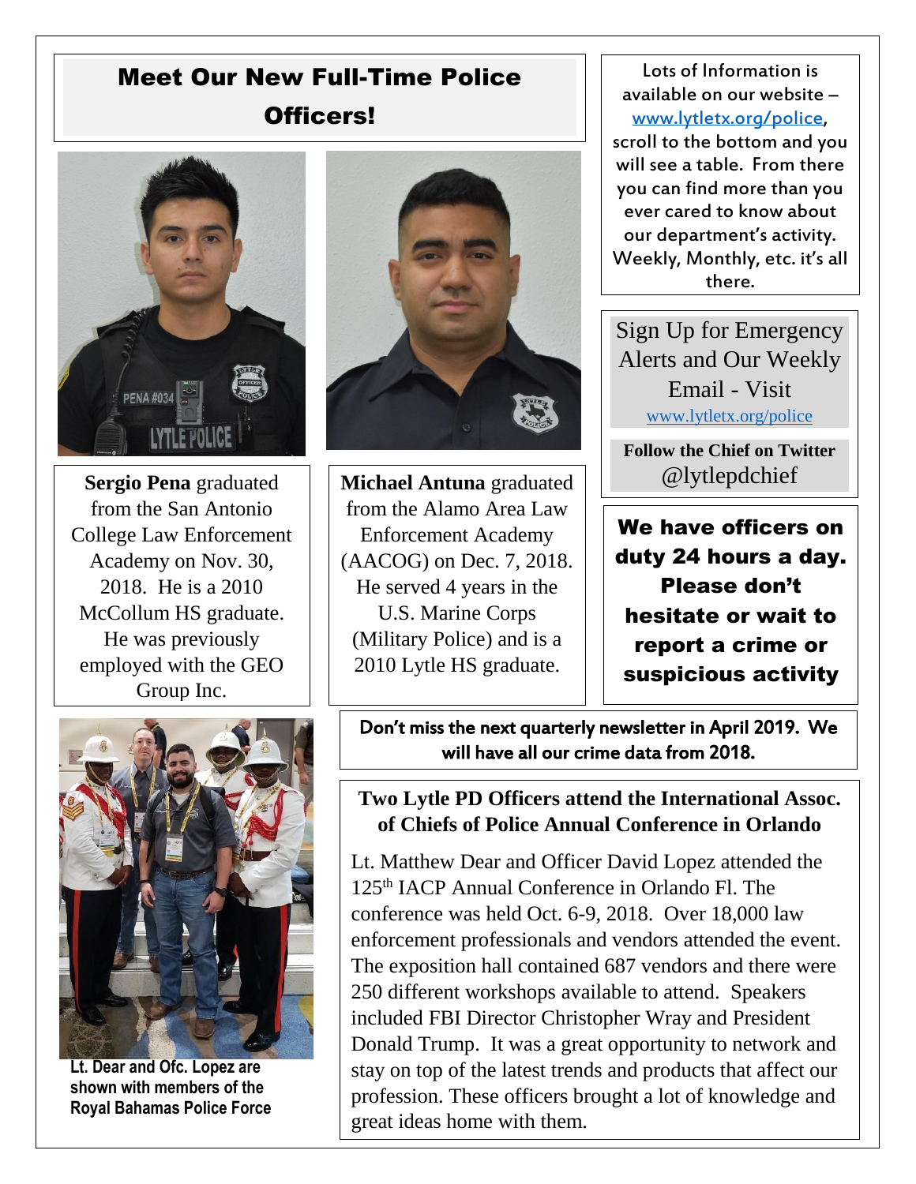## Meet Our New Full-Time Police Officers!

**Sergio Pena** graduated from the San Antonio College Law Enforcement Academy on Nov. 30, 2018. He is a 2010 McCollum HS graduate. He was previously employed with the GEO Group Inc.

**Michael Antuna** graduated from the Alamo Area Law Enforcement Academy (AACOG) on Dec. 7, 2018. He served 4 years in the U.S. Marine Corps (Military Police) and is a 2010 Lytle HS graduate.

Lots of Information is available on our website – www.lytletx.org/police, scroll to the bottom and you will see a table. From there you can find more than you ever cared to know about our department's activity. Weekly, Monthly, etc. it's all there.

Sign Up for Emergency Alerts and Our Weekly Email - Visit www.lytletx.org/police

**Follow the Chief on Twitter** @lytlepdchief

**We have officers on duty 24 hours a day. Please don't hesitate or wait to report a crime or suspicious activity**

**Don't miss the next quarterly newsletter in April 2019. We will have all our crime data from 2018.**

**Lt. Dear and Ofc. Lopez are shown with members of the Royal Bahamas Police Force**

### Two Lytle PD Officers attend the International Assoc. of Chiefs of Police Annual Conference in Orlando

Lt. Matthew Dear and Officer David Lopez attended the 125th IACP Annual Conference in Orlando Fl. The conference was held Oct. 6-9, 2018. Over 18,000 law enforcement professionals and vendors attended the event. The exposition hall contained 687 vendors and there were 250 different workshops available to attend. Speakers included FBI Director Christopher Wray and President Donald Trump. It was a great opportunity to network and stay on top of the latest trends and products that affect our profession. These officers brought a lot of knowledge and great ideas home with them.